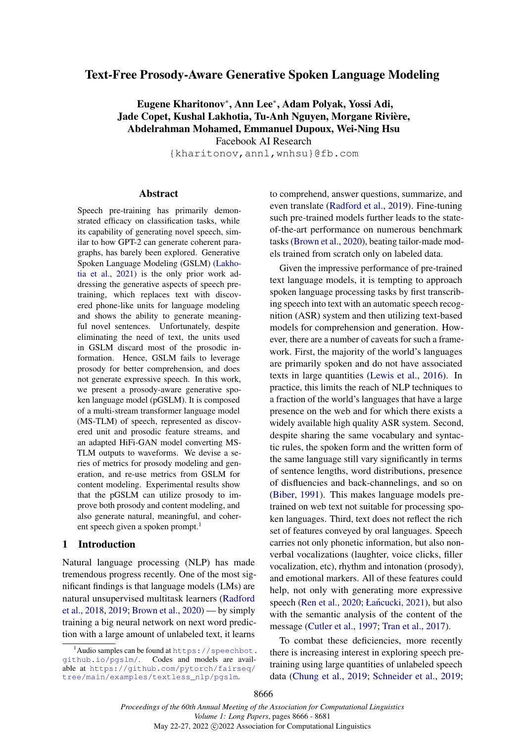# Text-Free Prosody-Aware Generative Spoken Language Modeling

**Eugene Kharitonov***, **Ann Lee***, **Adam Polyak**, **Yossi Adi**, **Jade Copet**, **Kushal Lakhotia**, **Tu-Anh Nguyen**, **Morgane Rivière**, **Abdelrahman Mohamed**, **Emmanuel Dupoux**, **Wei-Ning Hsu**

Facebook AI Research

{kharitonov,annl,wnhsu}@fb.com

## Abstract

Speech pre-training has primarily demonstrated efficacy on classification tasks, while its capability of generating novel speech, similar to how GPT-2 can generate coherent paragraphs, has barely been explored. Generative Spoken Language Modeling (GSLM) (Lakhotia et al., 2021) is the only prior work addressing the generative aspects of speech pre-training, which replaces text with discovered phone-like units for language modeling and shows the ability to generate meaningful novel sentences. Unfortunately, despite eliminating the need of text, the units used in GSLM discard most of the prosodic information. Hence, GSLM fails to leverage prosody for better comprehension, and does not generate expressive speech. In this work, we present a prosody-aware generative spoken language model (pGSLM). It is composed of a multi-stream transformer language model (MS-TLM) of speech, represented as discovered unit and prosodic feature streams, and an adapted HiFi-GAN model converting MS-TLM outputs to waveforms. We devise a series of metrics for prosody modeling and generation, and re-use metrics from GSLM for content modeling. Experimental results show that the pGSLM can utilize prosody to improve both prosody and content modeling, and also generate natural, meaningful, and coherent speech given a spoken prompt.[1]

## 1 Introduction

Natural language processing (NLP) has made tremendous progress recently. One of the most significant findings is that language models (LMs) are natural unsupervised multitask learners (Radford et al., 2018, 2019; Brown et al., 2020) — by simply training a big neural network on next word prediction with a large amount of unlabeled text, it learns to comprehend, answer questions, summarize, and even translate (Radford et al., 2019). Fine-tuning such pre-trained models further leads to the state-of-the-art performance on numerous benchmark tasks (Brown et al., 2020), beating tailor-made models trained from scratch only on labeled data.

Given the impressive performance of pre-trained text language models, it is tempting to approach spoken language processing tasks by first transcribing speech into text with an automatic speech recognition (ASR) system and then utilizing text-based models for comprehension and generation. However, there are a number of caveats for such a framework. First, the majority of the world's languages are primarily spoken and do not have associated texts in large quantities (Lewis et al., 2016). In practice, this limits the reach of NLP techniques to a fraction of the world's languages that have a large presence on the web and for which there exists a widely available high quality ASR system. Second, despite sharing the same vocabulary and syntactic rules, the spoken form and the written form of the same language still vary significantly in terms of sentence lengths, word distributions, presence of disfluencies and back-channelings, and so on (Biber, 1991). This makes language models pre-trained on web text not suitable for processing spoken languages. Third, text does not reflect the rich set of features conveyed by oral languages. Speech carries not only phonetic information, but also non-verbal vocalizations (laughter, voice clicks, filler vocalization, etc), rhythm and intonation (prosody), and emotional markers. All of these features could help, not only with generating more expressive speech (Ren et al., 2020; Łańcucki, 2021), but also with the semantic analysis of the content of the message (Cutler et al., 1997; Tran et al., 2017).

To combat these deficiencies, more recently there is increasing interest in exploring speech pre-training using large quantities of unlabeled speech data (Chung et al., 2019; Schneider et al., 2019;

[1] Audio samples can be found at https://speechbot.github.io/pgslm/. Codes and models are available at https://github.com/pytorch/fairseq/tree/main/examples/textless_nlp/pgslm.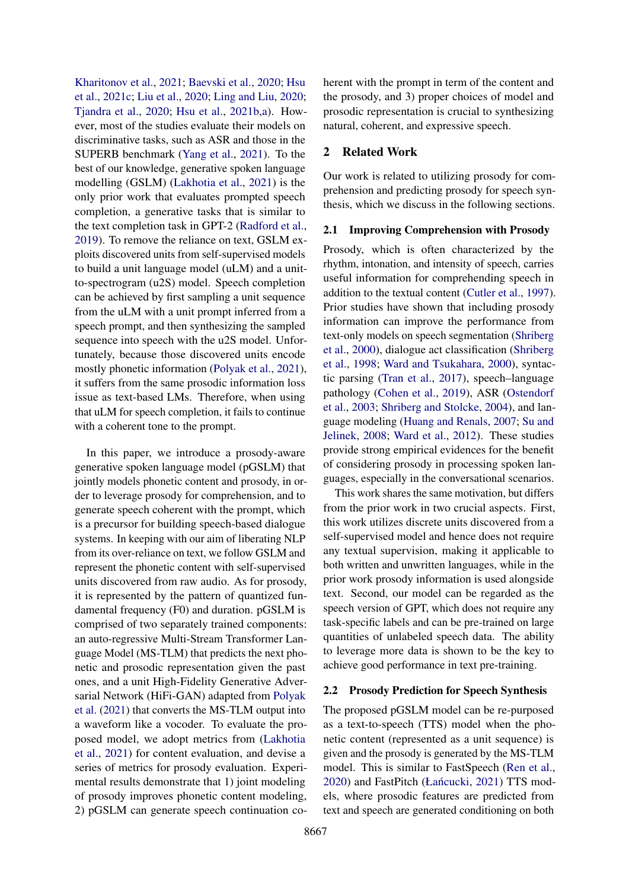Kharitonov et al., 2021; Baevski et al., 2020; Hsu et al., 2021c; Liu et al., 2020; Ling and Liu, 2020; Tjandra et al., 2020; Hsu et al., 2021b,a). However, most of the studies evaluate their models on discriminative tasks, such as ASR and those in the SUPERB benchmark (Yang et al., 2021). To the best of our knowledge, generative spoken language modelling (GSLM) (Lakhotia et al., 2021) is the only prior work that evaluates prompted speech completion, a generative tasks that is similar to the text completion task in GPT-2 (Radford et al., 2019). To remove the reliance on text, GSLM exploits discovered units from self-supervised models to build a unit language model (uLM) and a unit-to-spectrogram (u2S) model. Speech completion can be achieved by first sampling a unit sequence from the uLM with a unit prompt inferred from a speech prompt, and then synthesizing the sampled sequence into speech with the u2S model. Unfortunately, because those discovered units encode mostly phonetic information (Polyak et al., 2021), it suffers from the same prosodic information loss issue as text-based LMs. Therefore, when using that uLM for speech completion, it fails to continue with a coherent tone to the prompt.

In this paper, we introduce a prosody-aware generative spoken language model (pGSLM) that jointly models phonetic content and prosody, in order to leverage prosody for comprehension, and to generate speech coherent with the prompt, which is a precursor for building speech-based dialogue systems. In keeping with our aim of liberating NLP from its over-reliance on text, we follow GSLM and represent the phonetic content with self-supervised units discovered from raw audio. As for prosody, it is represented by the pattern of quantized fundamental frequency (F0) and duration. pGSLM is comprised of two separately trained components: an auto-regressive Multi-Stream Transformer Language Model (MS-TLM) that predicts the next phonetic and prosodic representation given the past ones, and a unit High-Fidelity Generative Adversarial Network (HiFi-GAN) adapted from Polyak et al. (2021) that converts the MS-TLM output into a waveform like a vocoder. To evaluate the proposed model, we adopt metrics from (Lakhotia et al., 2021) for content evaluation, and devise a series of metrics for prosody evaluation. Experimental results demonstrate that 1) joint modeling of prosody improves phonetic content modeling, 2) pGSLM can generate speech continuation coherent with the prompt in term of the content and the prosody, and 3) proper choices of model and prosodic representation is crucial to synthesizing natural, coherent, and expressive speech.

## 2 Related Work

Our work is related to utilizing prosody for comprehension and predicting prosody for speech synthesis, which we discuss in the following sections.

### 2.1 Improving Comprehension with Prosody

Prosody, which is often characterized by the rhythm, intonation, and intensity of speech, carries useful information for comprehending speech in addition to the textual content (Cutler et al., 1997). Prior studies have shown that including prosody information can improve the performance from text-only models on speech segmentation (Shriberg et al., 2000), dialogue act classification (Shriberg et al., 1998; Ward and Tsukahara, 2000), syntactic parsing (Tran et al., 2017), speech–language pathology (Cohen et al., 2019), ASR (Ostendorf et al., 2003; Shriberg and Stolcke, 2004), and language modeling (Huang and Renals, 2007; Su and Jelinek, 2008; Ward et al., 2012). These studies provide strong empirical evidences for the benefit of considering prosody in processing spoken languages, especially in the conversational scenarios.

This work shares the same motivation, but differs from the prior work in two crucial aspects. First, this work utilizes discrete units discovered from a self-supervised model and hence does not require any textual supervision, making it applicable to both written and unwritten languages, while in the prior work prosody information is used alongside text. Second, our model can be regarded as the speech version of GPT, which does not require any task-specific labels and can be pre-trained on large quantities of unlabeled speech data. The ability to leverage more data is shown to be the key to achieve good performance in text pre-training.

### 2.2 Prosody Prediction for Speech Synthesis

The proposed pGSLM model can be re-purposed as a text-to-speech (TTS) model when the phonetic content (represented as a unit sequence) is given and the prosody is generated by the MS-TLM model. This is similar to FastSpeech (Ren et al., 2020) and FastPitch (Łańcucki, 2021) TTS models, where prosodic features are predicted from text and speech are generated conditioning on both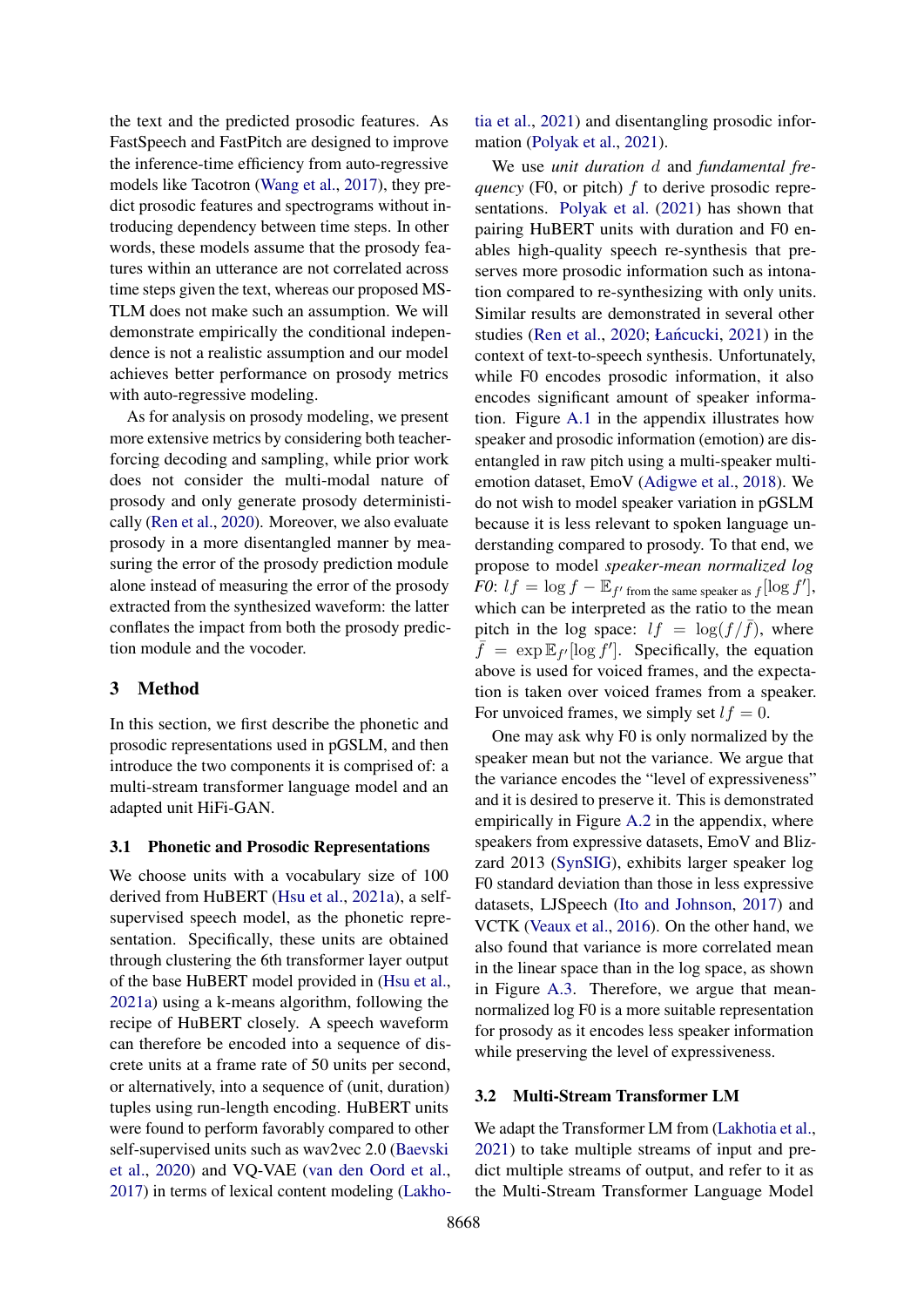the text and the predicted prosodic features. As FastSpeech and FastPitch are designed to improve the inference-time efficiency from auto-regressive models like Tacotron (Wang et al., 2017), they predict prosodic features and spectrograms without introducing dependency between time steps. In other words, these models assume that the prosody features within an utterance are not correlated across time steps given the text, whereas our proposed MS-TLM does not make such an assumption. We will demonstrate empirically the conditional independence is not a realistic assumption and our model achieves better performance on prosody metrics with auto-regressive modeling.

As for analysis on prosody modeling, we present more extensive metrics by considering both teacher-forcing decoding and sampling, while prior work does not consider the multi-modal nature of prosody and only generate prosody deterministically (Ren et al., 2020). Moreover, we also evaluate prosody in a more disentangled manner by measuring the error of the prosody prediction module alone instead of measuring the error of the prosody extracted from the synthesized waveform: the latter conflates the impact from both the prosody prediction module and the vocoder.

## 3 Method

In this section, we first describe the phonetic and prosodic representations used in pGSLM, and then introduce the two components it is comprised of: a multi-stream transformer language model and an adapted unit HiFi-GAN.

### 3.1 Phonetic and Prosodic Representations

We choose units with a vocabulary size of 100 derived from HuBERT (Hsu et al., 2021a), a self-supervised speech model, as the phonetic representation. Specifically, these units are obtained through clustering the 6th transformer layer output of the base HuBERT model provided in (Hsu et al., 2021a) using a k-means algorithm, following the recipe of HuBERT closely. A speech waveform can therefore be encoded into a sequence of discrete units at a frame rate of 50 units per second, or alternatively, into a sequence of (unit, duration) tuples using run-length encoding. HuBERT units were found to perform favorably compared to other self-supervised units such as wav2vec 2.0 (Baevski et al., 2020) and VQ-VAE (van den Oord et al., 2017) in terms of lexical content modeling (Lakhotia et al., 2021) and disentangling prosodic information (Polyak et al., 2021).

We use *unit duration* $d$ and *fundamental frequency* (F0, or pitch) $f$ to derive prosodic representations. Polyak et al. (2021) has shown that pairing HuBERT units with duration and F0 enables high-quality speech re-synthesis that preserves more prosodic information such as intonation compared to re-synthesizing with only units. Similar results are demonstrated in several other studies (Ren et al., 2020; Łańcucki, 2021) in the context of text-to-speech synthesis. Unfortunately, while F0 encodes prosodic information, it also encodes significant amount of speaker information. Figure A.1 in the appendix illustrates how speaker and prosodic information (emotion) are disentangled in raw pitch using a multi-speaker multi-emotion dataset, EmoV (Adigwe et al., 2018). We do not wish to model speaker variation in pGSLM because it is less relevant to spoken language understanding compared to prosody. To that end, we propose to model *speaker-mean normalized log F0*: $lf = \log f - \mathbb{E}_{f' \text{ from the same speaker as } f}[\log f']$, which can be interpreted as the ratio to the mean pitch in the log space: $lf = \log(f/\bar{f})$, where $\bar{f} = \exp \mathbb{E}_{f'}[\log f']$. Specifically, the equation above is used for voiced frames, and the expectation is taken over voiced frames from a speaker. For unvoiced frames, we simply set $lf = 0$.

One may ask why F0 is only normalized by the speaker mean but not the variance. We argue that the variance encodes the "level of expressiveness" and it is desired to preserve it. This is demonstrated empirically in Figure A.2 in the appendix, where speakers from expressive datasets, EmoV and Blizzard 2013 (SynSIG), exhibit larger speaker log F0 standard deviation than those in less expressive datasets, LJSpeech (Ito and Johnson, 2017) and VCTK (Veaux et al., 2016). On the other hand, we also found that variance is more correlated mean in the linear space than in the log space, as shown in Figure A.3. Therefore, we argue that mean-normalized log F0 is a more suitable representation for prosody as it encodes less speaker information while preserving the level of expressiveness.

### 3.2 Multi-Stream Transformer LM

We adapt the Transformer LM from (Lakhotia et al., 2021) to take multiple streams of input and predict multiple streams of output, and refer to it as the Multi-Stream Transformer Language Model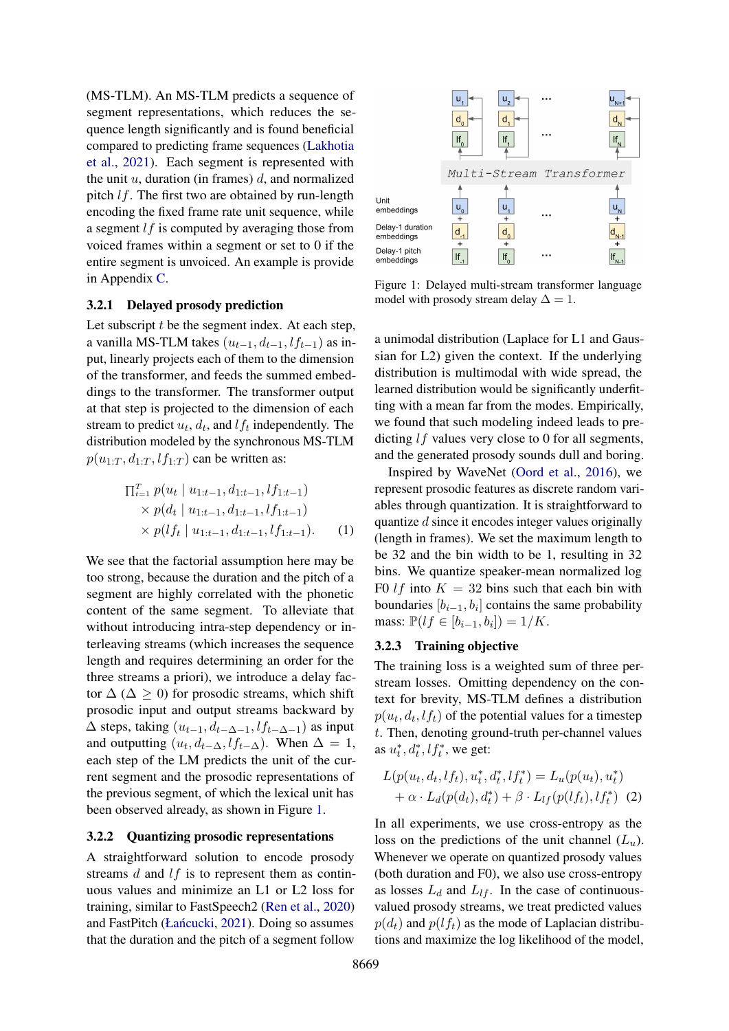(MS-TLM). An MS-TLM predicts a sequence of segment representations, which reduces the sequence length significantly and is found beneficial compared to predicting frame sequences (Lakhotia et al., 2021). Each segment is represented with the unit $u$, duration (in frames) $d$, and normalized pitch $lf$. The first two are obtained by run-length encoding the fixed frame rate unit sequence, while a segment $lf$ is computed by averaging those from voiced frames within a segment or set to 0 if the entire segment is unvoiced. An example is provide in Appendix C.

#### 3.2.1 Delayed prosody prediction

Let subscript $t$ be the segment index. At each step, a vanilla MS-TLM takes $(u_{t-1}, d_{t-1}, lf_{t-1})$ as input, linearly projects each of them to the dimension of the transformer, and feeds the summed embeddings to the transformer. The transformer output at that step is projected to the dimension of each stream to predict $u_t$, $d_t$, and $lf_t$ independently. The distribution modeled by the synchronous MS-TLM $p(u_{1:T}, d_{1:T}, lf_{1:T})$ can be written as:

$$
\begin{aligned}
\textstyle\prod_{t=1}^{T} & \, p(u_t \mid u_{1:t-1}, d_{1:t-1}, lf_{1:t-1}) \\
& \times p(d_t \mid u_{1:t-1}, d_{1:t-1}, lf_{1:t-1}) \\
& \times p(lf_t \mid u_{1:t-1}, d_{1:t-1}, lf_{1:t-1}). \qquad (1)
\end{aligned}
$$

We see that the factorial assumption here may be too strong, because the duration and the pitch of a segment are highly correlated with the phonetic content of the same segment. To alleviate that without introducing intra-step dependency or interleaving streams (which increases the sequence length and requires determining an order for the three streams a priori), we introduce a delay factor $\Delta$ ($\Delta \geq 0$) for prosodic streams, which shift prosodic input and output streams backward by $\Delta$ steps, taking $(u_{t-1}, d_{t-\Delta-1}, lf_{t-\Delta-1})$ as input and outputting $(u_t, d_{t-\Delta}, lf_{t-\Delta})$. When $\Delta = 1$, each step of the LM predicts the unit of the current segment and the prosodic representations of the previous segment, of which the lexical unit has been observed already, as shown in Figure 1.

Figure 1: Delayed multi-stream transformer language model with prosody stream delay $\Delta = 1$.

#### 3.2.2 Quantizing prosodic representations

A straightforward solution to encode prosody streams $d$ and $lf$ is to represent them as continuous values and minimize an L1 or L2 loss for training, similar to FastSpeech2 (Ren et al., 2020) and FastPitch (Łańcucki, 2021). Doing so assumes that the duration and the pitch of a segment follow a unimodal distribution (Laplace for L1 and Gaussian for L2) given the context. If the underlying distribution is multimodal with wide spread, the learned distribution would be significantly underfitting with a mean far from the modes. Empirically, we found that such modeling indeed leads to predicting $lf$ values very close to 0 for all segments, and the generated prosody sounds dull and boring.

Inspired by WaveNet (Oord et al., 2016), we represent prosodic features as discrete random variables through quantization. It is straightforward to quantize $d$ since it encodes integer values originally (length in frames). We set the maximum length to be 32 and the bin width to be 1, resulting in 32 bins. We quantize speaker-mean normalized log F0 $lf$ into $K = 32$ bins such that each bin with boundaries $[b_{i-1}, b_i]$ contains the same probability mass: $\mathbb{P}(lf \in [b_{i-1}, b_i]) = 1/K$.

#### 3.2.3 Training objective

The training loss is a weighted sum of three per-stream losses. Omitting dependency on the context for brevity, MS-TLM defines a distribution $p(u_t, d_t, lf_t)$ of the potential values for a timestep $t$. Then, denoting ground-truth per-channel values as $u_t^*, d_t^*, lf_t^*$, we get:

$$
\begin{aligned}
L(p(u_t, d_t, lf_t), u_t^*, d_t^*, lf_t^*) &= L_u(p(u_t), u_t^*) \\
+ \alpha \cdot L_d(p(d_t), d_t^*) &+ \beta \cdot L_{lf}(p(lf_t), lf_t^*) \quad (2)
\end{aligned}
$$

In all experiments, we use cross-entropy as the loss on the predictions of the unit channel ($L_u$). Whenever we operate on quantized prosody values (both duration and F0), we also use cross-entropy as losses $L_d$ and $L_{lf}$. In the case of continuous-valued prosody streams, we treat predicted values $p(d_t)$ and $p(lf_t)$ as the mode of Laplacian distributions and maximize the log likelihood of the model,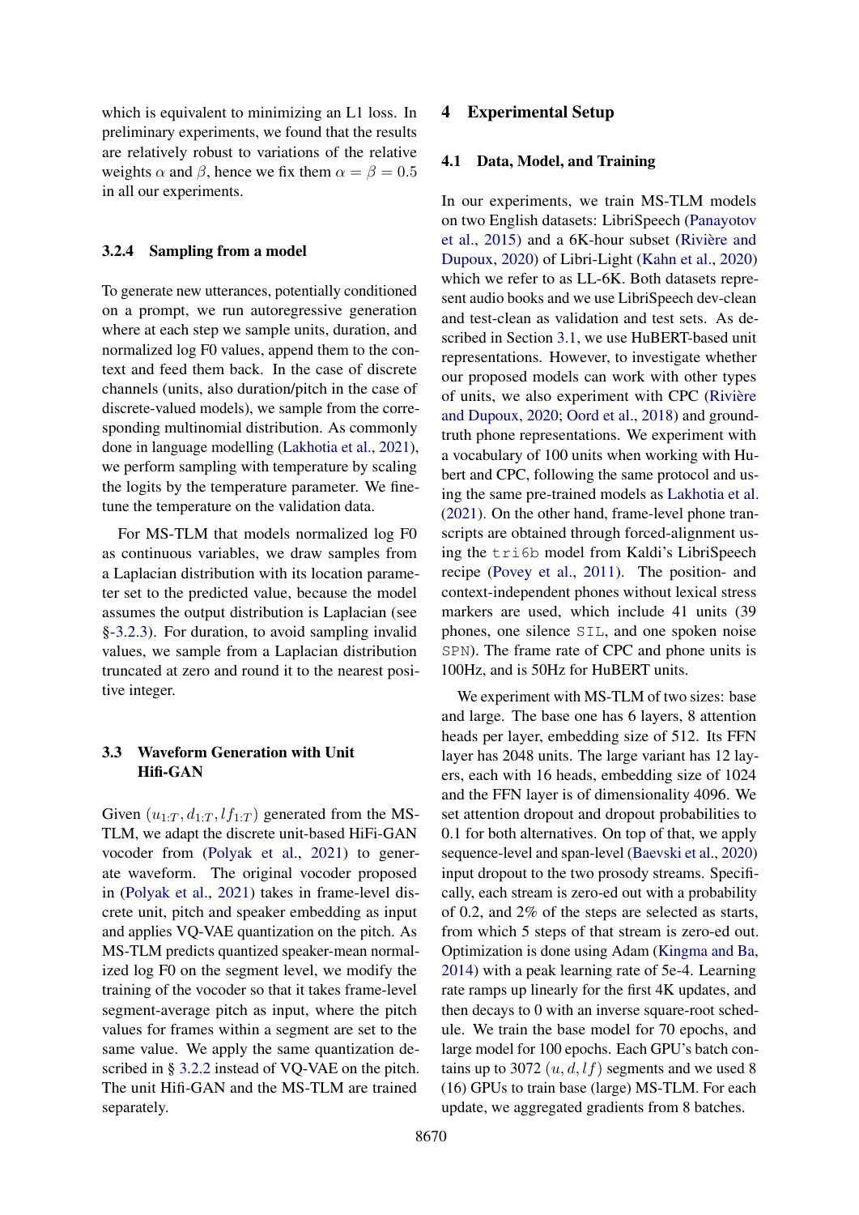which is equivalent to minimizing an L1 loss. In preliminary experiments, we found that the results are relatively robust to variations of the relative weights $\alpha$ and $\beta$, hence we fix them $\alpha = \beta = 0.5$ in all our experiments.

#### 3.2.4 Sampling from a model

To generate new utterances, potentially conditioned on a prompt, we run autoregressive generation where at each step we sample units, duration, and normalized log F0 values, append them to the context and feed them back. In the case of discrete channels (units, also duration/pitch in the case of discrete-valued models), we sample from the corresponding multinomial distribution. As commonly done in language modelling (Lakhotia et al., 2021), we perform sampling with temperature by scaling the logits by the temperature parameter. We fine-tune the temperature on the validation data.

For MS-TLM that models normalized log F0 as continuous variables, we draw samples from a Laplacian distribution with its location parameter set to the predicted value, because the model assumes the output distribution is Laplacian (see §-3.2.3). For duration, to avoid sampling invalid values, we sample from a Laplacian distribution truncated at zero and round it to the nearest positive integer.

### 3.3 Waveform Generation with Unit Hifi-GAN

Given $(u_{1:T}, d_{1:T}, lf_{1:T})$ generated from the MS-TLM, we adapt the discrete unit-based HiFi-GAN vocoder from (Polyak et al., 2021) to generate waveform. The original vocoder proposed in (Polyak et al., 2021) takes in frame-level discrete unit, pitch and speaker embedding as input and applies VQ-VAE quantization on the pitch. As MS-TLM predicts quantized speaker-mean normalized log F0 on the segment level, we modify the training of the vocoder so that it takes frame-level segment-average pitch as input, where the pitch values for frames within a segment are set to the same value. We apply the same quantization described in § 3.2.2 instead of VQ-VAE on the pitch. The unit Hifi-GAN and the MS-TLM are trained separately.

## 4 Experimental Setup

### 4.1 Data, Model, and Training

In our experiments, we train MS-TLM models on two English datasets: LibriSpeech (Panayotov et al., 2015) and a 6K-hour subset (Rivière and Dupoux, 2020) of Libri-Light (Kahn et al., 2020) which we refer to as LL-6K. Both datasets represent audio books and we use LibriSpeech dev-clean and test-clean as validation and test sets. As described in Section 3.1, we use HuBERT-based unit representations. However, to investigate whether our proposed models can work with other types of units, we also experiment with CPC (Rivière and Dupoux, 2020; Oord et al., 2018) and ground-truth phone representations. We experiment with a vocabulary of 100 units when working with Hubert and CPC, following the same protocol and using the same pre-trained models as Lakhotia et al. (2021). On the other hand, frame-level phone transcripts are obtained through forced-alignment using the `tri6b` model from Kaldi's LibriSpeech recipe (Povey et al., 2011). The position- and context-independent phones without lexical stress markers are used, which include 41 units (39 phones, one silence `SIL`, and one spoken noise `SPN`). The frame rate of CPC and phone units is 100Hz, and is 50Hz for HuBERT units.

We experiment with MS-TLM of two sizes: base and large. The base one has 6 layers, 8 attention heads per layer, embedding size of 512. Its FFN layer has 2048 units. The large variant has 12 layers, each with 16 heads, embedding size of 1024 and the FFN layer is of dimensionality 4096. We set attention dropout and dropout probabilities to 0.1 for both alternatives. On top of that, we apply sequence-level and span-level (Baevski et al., 2020) input dropout to the two prosody streams. Specifically, each stream is zero-ed out with a probability of 0.2, and 2% of the steps are selected as starts, from which 5 steps of that stream is zero-ed out. Optimization is done using Adam (Kingma and Ba, 2014) with a peak learning rate of 5e-4. Learning rate ramps up linearly for the first 4K updates, and then decays to 0 with an inverse square-root schedule. We train the base model for 70 epochs, and large model for 100 epochs. Each GPU's batch contains up to 3072 $(u, d, lf)$ segments and we used 8 (16) GPUs to train base (large) MS-TLM. For each update, we aggregated gradients from 8 batches.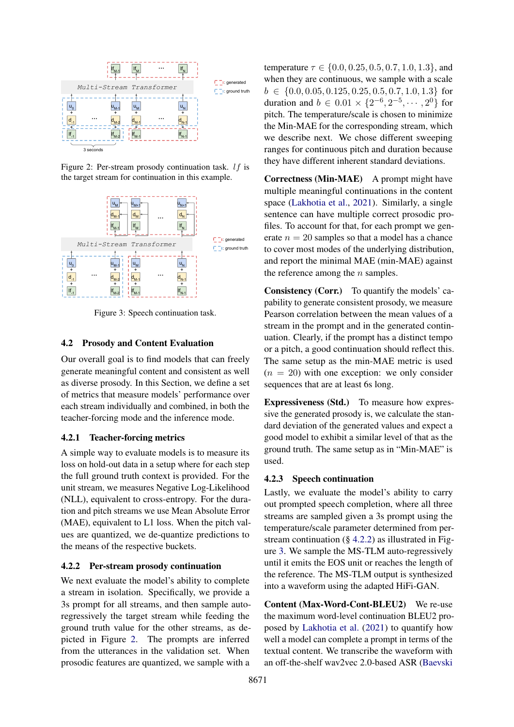Figure 2: Per-stream prosody continuation task. $lf$ is the target stream for continuation in this example.

Figure 3: Speech continuation task.

### 4.2 Prosody and Content Evaluation

Our overall goal is to find models that can freely generate meaningful content and consistent as well as diverse prosody. In this Section, we define a set of metrics that measure models' performance over each stream individually and combined, in both the teacher-forcing mode and the inference mode.

#### 4.2.1 Teacher-forcing metrics

A simple way to evaluate models is to measure its loss on hold-out data in a setup where for each step the full ground truth context is provided. For the unit stream, we measures Negative Log-Likelihood (NLL), equivalent to cross-entropy. For the duration and pitch streams we use Mean Absolute Error (MAE), equivalent to L1 loss. When the pitch values are quantized, we de-quantize predictions to the means of the respective buckets.

#### 4.2.2 Per-stream prosody continuation

We next evaluate the model's ability to complete a stream in isolation. Specifically, we provide a 3s prompt for all streams, and then sample auto-regressively the target stream while feeding the ground truth value for the other streams, as depicted in Figure 2. The prompts are inferred from the utterances in the validation set. When prosodic features are quantized, we sample with a temperature $\tau \in \{0.0, 0.25, 0.5, 0.7, 1.0, 1.3\}$, and when they are continuous, we sample with a scale $b \in \{0.0, 0.05, 0.125, 0.25, 0.5, 0.7, 1.0, 1.3\}$ for duration and $b \in 0.01 \times \{2^{-6}, 2^{-5}, \cdots, 2^{0}\}$ for pitch. The temperature/scale is chosen to minimize the Min-MAE for the corresponding stream, which we describe next. We chose different sweeping ranges for continuous pitch and duration because they have different inherent standard deviations.

**Correctness (Min-MAE)** A prompt might have multiple meaningful continuations in the content space (Lakhotia et al., 2021). Similarly, a single sentence can have multiple correct prosodic profiles. To account for that, for each prompt we generate $n = 20$ samples so that a model has a chance to cover most modes of the underlying distribution, and report the minimal MAE (min-MAE) against the reference among the $n$ samples.

**Consistency (Corr.)** To quantify the models' capability to generate consistent prosody, we measure Pearson correlation between the mean values of a stream in the prompt and in the generated continuation. Clearly, if the prompt has a distinct tempo or a pitch, a good continuation should reflect this. The same setup as the min-MAE metric is used ($n = 20$) with one exception: we only consider sequences that are at least 6s long.

**Expressiveness (Std.)** To measure how expressive the generated prosody is, we calculate the standard deviation of the generated values and expect a good model to exhibit a similar level of that as the ground truth. The same setup as in "Min-MAE" is used.

#### 4.2.3 Speech continuation

Lastly, we evaluate the model's ability to carry out prompted speech completion, where all three streams are sampled given a 3s prompt using the temperature/scale parameter determined from per-stream continuation (§ 4.2.2) as illustrated in Figure 3. We sample the MS-TLM auto-regressively until it emits the EOS unit or reaches the length of the reference. The MS-TLM output is synthesized into a waveform using the adapted HiFi-GAN.

**Content (Max-Word-Cont-BLEU2)** We re-use the maximum word-level continuation BLEU2 proposed by Lakhotia et al. (2021) to quantify how well a model can complete a prompt in terms of the textual content. We transcribe the waveform with an off-the-shelf wav2vec 2.0-based ASR (Baevski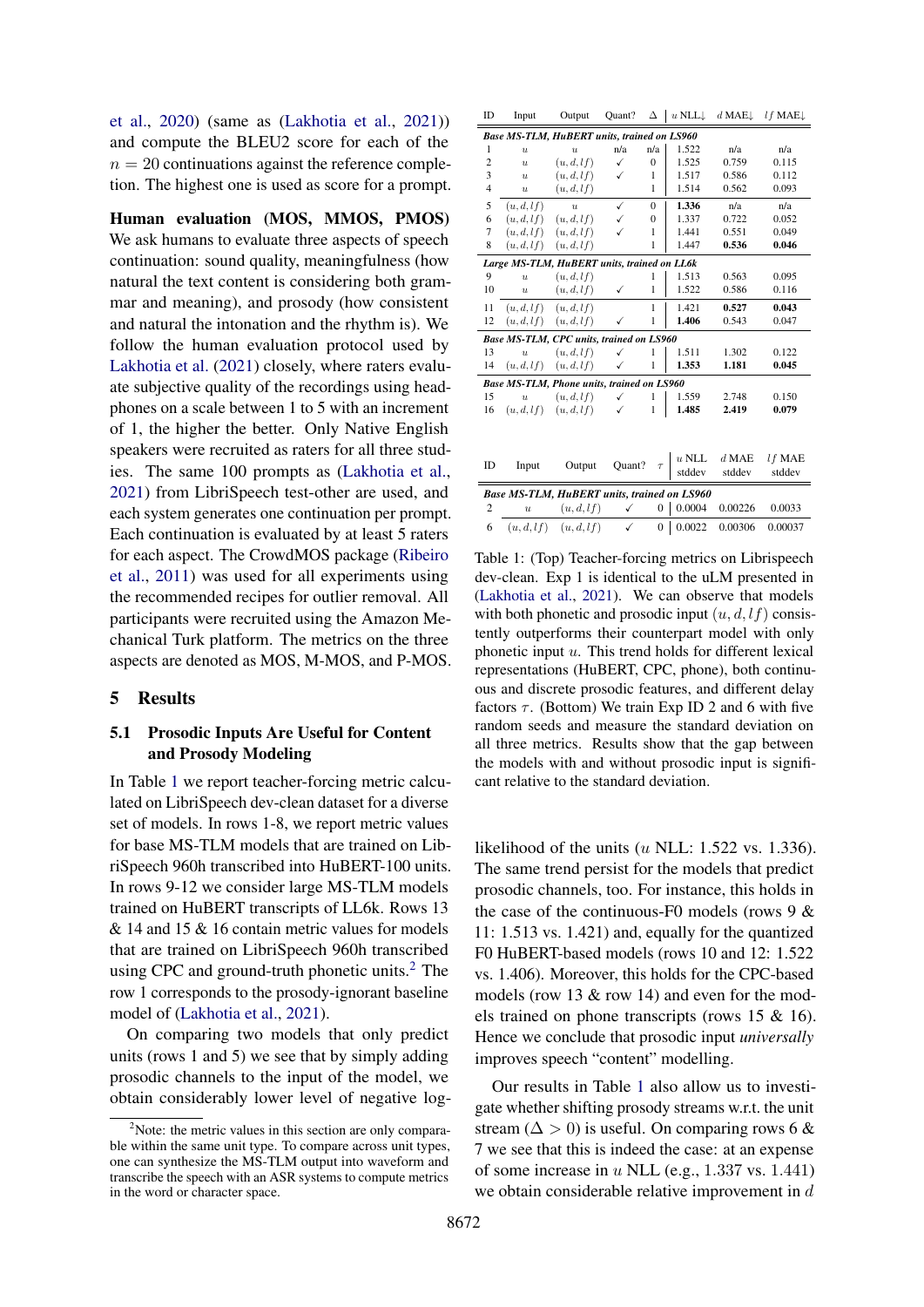et al., 2020) (same as (Lakhotia et al., 2021)) and compute the BLEU2 score for each of the $n = 20$ continuations against the reference completion. The highest one is used as score for a prompt.

**Human evaluation (MOS, MMOS, PMOS)** We ask humans to evaluate three aspects of speech continuation: sound quality, meaningfulness (how natural the text content is considering both grammar and meaning), and prosody (how consistent and natural the intonation and the rhythm is). We follow the human evaluation protocol used by Lakhotia et al. (2021) closely, where raters evaluate subjective quality of the recordings using headphones on a scale between 1 to 5 with an increment of 1, the higher the better. Only Native English speakers were recruited as raters for all three studies. The same 100 prompts as (Lakhotia et al., 2021) from LibriSpeech test-other are used, and each system generates one continuation per prompt. Each continuation is evaluated by at least 5 raters for each aspect. The CrowdMOS package (Ribeiro et al., 2011) was used for all experiments using the recommended recipes for outlier removal. All participants were recruited using the Amazon Mechanical Turk platform. The metrics on the three aspects are denoted as MOS, M-MOS, and P-MOS.

## 5 Results

### 5.1 Prosodic Inputs Are Useful for Content and Prosody Modeling

In Table 1 we report teacher-forcing metric calculated on LibriSpeech dev-clean dataset for a diverse set of models. In rows 1-8, we report metric values for base MS-TLM models that are trained on LibriSpeech 960h transcribed into HuBERT-100 units. In rows 9-12 we consider large MS-TLM models trained on HuBERT transcripts of LL6k. Rows 13 & 14 and 15 & 16 contain metric values for models that are trained on LibriSpeech 960h transcribed using CPC and ground-truth phonetic units.[2] The row 1 corresponds to the prosody-ignorant baseline model of (Lakhotia et al., 2021).

On comparing two models that only predict units (rows 1 and 5) we see that by simply adding prosodic channels to the input of the model, we obtain considerably lower level of negative log-likelihood of the units ($u$ NLL: 1.522 vs. 1.336). The same trend persist for the models that predict prosodic channels, too. For instance, this holds in the case of the continuous-F0 models (rows 9 & 11: 1.513 vs. 1.421) and, equally for the quantized F0 HuBERT-based models (rows 10 and 12: 1.522 vs. 1.406). Moreover, this holds for the CPC-based models (row 13 & row 14) and even for the models trained on phone transcripts (rows 15 & 16). Hence we conclude that prosodic input *universally* improves speech "content" modelling.

Our results in Table 1 also allow us to investigate whether shifting prosody streams w.r.t. the unit stream ($\Delta > 0$) is useful. On comparing rows 6 & 7 we see that this is indeed the case: at an expense of some increase in $u$ NLL (e.g., 1.337 vs. 1.441) we obtain considerable relative improvement in $d$

| ID | Input | Output | Quant? | $\Delta$ | $u$ NLL↓ | $d$ MAE↓ | $lf$ MAE↓ |
|---|---|---|---|---|---|---|---|
| ***Base MS-TLM, HuBERT units, trained on LS960*** | | | | | | | |
| 1 | $u$ | $u$ | n/a | n/a | 1.522 | n/a | n/a |
| 2 | $u$ | $(u, d, lf)$ | ✓ | 0 | 1.525 | 0.759 | 0.115 |
| 3 | $u$ | $(u, d, lf)$ | ✓ | 1 | 1.517 | 0.586 | 0.112 |
| 4 | $u$ | $(u, d, lf)$ | | 1 | 1.514 | 0.562 | 0.093 |
| 5 | $(u, d, lf)$ | $u$ | ✓ | 0 | **1.336** | n/a | n/a |
| 6 | $(u, d, lf)$ | $(u, d, lf)$ | ✓ | 0 | 1.337 | 0.722 | 0.052 |
| 7 | $(u, d, lf)$ | $(u, d, lf)$ | ✓ | 1 | 1.441 | 0.551 | 0.049 |
| 8 | $(u, d, lf)$ | $(u, d, lf)$ | | 1 | 1.447 | **0.536** | **0.046** |
| ***Large MS-TLM, HuBERT units, trained on LL6k*** | | | | | | | |
| 9 | $u$ | $(u, d, lf)$ | | 1 | 1.513 | 0.563 | 0.095 |
| 10 | $u$ | $(u, d, lf)$ | ✓ | 1 | 1.522 | 0.586 | 0.116 |
| 11 | $(u, d, lf)$ | $(u, d, lf)$ | | 1 | 1.421 | **0.527** | **0.043** |
| 12 | $(u, d, lf)$ | $(u, d, lf)$ | ✓ | 1 | **1.406** | 0.543 | 0.047 |
| ***Base MS-TLM, CPC units, trained on LS960*** | | | | | | | |
| 13 | $u$ | $(u, d, lf)$ | ✓ | 1 | 1.511 | 1.302 | 0.122 |
| 14 | $(u, d, lf)$ | $(u, d, lf)$ | ✓ | 1 | **1.353** | **1.181** | **0.045** |
| ***Base MS-TLM, Phone units, trained on LS960*** | | | | | | | |
| 15 | $u$ | $(u, d, lf)$ | ✓ | 1 | 1.559 | 2.748 | 0.150 |
| 16 | $(u, d, lf)$ | $(u, d, lf)$ | ✓ | 1 | **1.485** | **2.419** | **0.079** |

| ID | Input | Output | Quant? | $\tau$ | $u$ NLL stddev | $d$ MAE stddev | $lf$ MAE stddev |
|---|---|---|---|---|---|---|---|
| ***Base MS-TLM, HuBERT units, trained on LS960*** | | | | | | | |
| 2 | $u$ | $(u, d, lf)$ | ✓ | 0 | 0.0004 | 0.00226 | 0.0033 |
| 6 | $(u, d, lf)$ | $(u, d, lf)$ | ✓ | 0 | 0.0022 | 0.00306 | 0.00037 |

Table 1: (Top) Teacher-forcing metrics on Librispeech dev-clean. Exp 1 is identical to the uLM presented in (Lakhotia et al., 2021). We can observe that models with both phonetic and prosodic input $(u, d, lf)$ consistently outperforms their counterpart model with only phonetic input $u$. This trend holds for different lexical representations (HuBERT, CPC, phone), both continuous and discrete prosodic features, and different delay factors $\tau$. (Bottom) We train Exp ID 2 and 6 with five random seeds and measure the standard deviation on all three metrics. Results show that the gap between the models with and without prosodic input is significant relative to the standard deviation.

[2] Note: the metric values in this section are only comparable within the same unit type. To compare across unit types, one can synthesize the MS-TLM output into waveform and transcribe the speech with an ASR systems to compute metrics in the word or character space.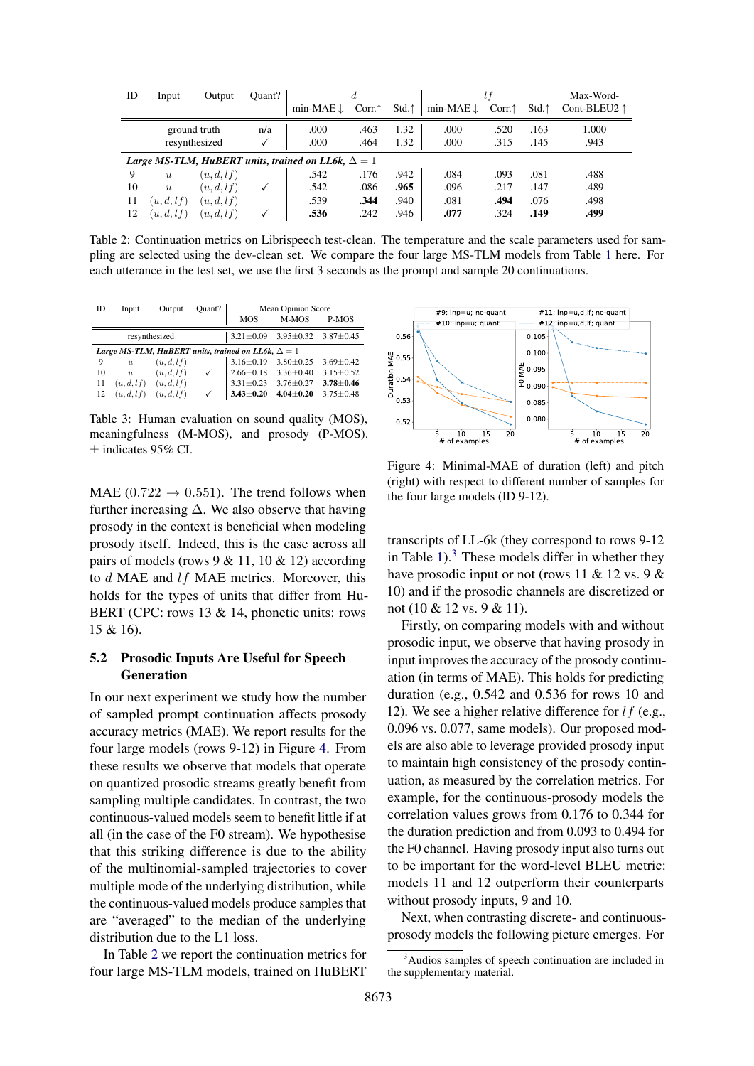| ID | Input | Output | Quant? | $d$ min-MAE ↓ | $d$ Corr.↑ | $d$ Std.↑ | $lf$ min-MAE ↓ | $lf$ Corr.↑ | $lf$ Std.↑ | Max-Word-Cont-BLEU2 ↑ |
|---|---|---|---|---|---|---|---|---|---|---|
| | ground truth | | n/a | .000 | .463 | 1.32 | .000 | .520 | .163 | 1.000 |
| | resynthesized | | ✓ | .000 | .464 | 1.32 | .000 | .315 | .145 | .943 |
| *Large MS-TLM, HuBERT units, trained on LL6k,* $\Delta = 1$ | | | | | | | | | | |
| 9 | $u$ | $(u, d, lf)$ | | .542 | .176 | .942 | .084 | .093 | .081 | .488 |
| 10 | $u$ | $(u, d, lf)$ | ✓ | .542 | .086 | **.965** | .096 | .217 | .147 | .489 |
| 11 | $(u, d, lf)$ | $(u, d, lf)$ | | .539 | **.344** | .940 | .081 | **.494** | .076 | .498 |
| 12 | $(u, d, lf)$ | $(u, d, lf)$ | ✓ | **.536** | .242 | .946 | **.077** | .324 | **.149** | **.499** |

Table 2: Continuation metrics on Librispeech test-clean. The temperature and the scale parameters used for sampling are selected using the dev-clean set. We compare the four large MS-TLM models from Table 1 here. For each utterance in the test set, we use the first 3 seconds as the prompt and sample 20 continuations.

| ID | Input | Output | Quant? | MOS | M-MOS | P-MOS |
|---|---|---|---|---|---|---|
| | resynthesized | | | 3.21±0.09 | 3.95±0.32 | 3.87±0.45 |
| *Large MS-TLM, HuBERT units, trained on LL6k,* $\Delta = 1$ | | | | | | |
| 9 | $u$ | $(u, d, lf)$ | | 3.16±0.19 | 3.80±0.25 | 3.69±0.42 |
| 10 | $u$ | $(u, d, lf)$ | ✓ | 2.66±0.18 | 3.36±0.40 | 3.15±0.52 |
| 11 | $(u, d, lf)$ | $(u, d, lf)$ | | 3.31±0.23 | 3.76±0.27 | **3.78±0.46** |
| 12 | $(u, d, lf)$ | $(u, d, lf)$ | ✓ | **3.43±0.20** | **4.04±0.20** | 3.75±0.48 |

Table 3: Human evaluation on sound quality (MOS), meaningfulness (M-MOS), and prosody (P-MOS). ± indicates 95% CI.

Figure 4: Minimal-MAE of duration (left) and pitch (right) with respect to different number of samples for the four large models (ID 9-12).

MAE ($0.722 \rightarrow 0.551$). The trend follows when further increasing $\Delta$. We also observe that having prosody in the context is beneficial when modeling prosody itself. Indeed, this is the case across all pairs of models (rows 9 & 11, 10 & 12) according to $d$ MAE and $lf$ MAE metrics. Moreover, this holds for the types of units that differ from HuBERT (CPC: rows 13 & 14, phonetic units: rows 15 & 16).

## 5.2 Prosodic Inputs Are Useful for Speech Generation

In our next experiment we study how the number of sampled prompt continuation affects prosody accuracy metrics (MAE). We report results for the four large models (rows 9-12) in Figure 4. From these results we observe that models that operate on quantized prosodic streams greatly benefit from sampling multiple candidates. In contrast, the two continuous-valued models seem to benefit little if at all (in the case of the F0 stream). We hypothesise that this striking difference is due to the ability of the multinomial-sampled trajectories to cover multiple mode of the underlying distribution, while the continuous-valued models produce samples that are "averaged" to the median of the underlying distribution due to the L1 loss.

In Table 2 we report the continuation metrics for four large MS-TLM models, trained on HuBERT transcripts of LL-6k (they correspond to rows 9-12 in Table 1).[3] These models differ in whether they have prosodic input or not (rows 11 & 12 vs. 9 & 10) and if the prosodic channels are discretized or not (10 & 12 vs. 9 & 11).

Firstly, on comparing models with and without prosodic input, we observe that having prosody in input improves the accuracy of the prosody continuation (in terms of MAE). This holds for predicting duration (e.g., 0.542 and 0.536 for rows 10 and 12). We see a higher relative difference for $lf$ (e.g., 0.096 vs. 0.077, same models). Our proposed models are also able to leverage provided prosody input to maintain high consistency of the prosody continuation, as measured by the correlation metrics. For example, for the continuous-prosody models the correlation values grows from 0.176 to 0.344 for the duration prediction and from 0.093 to 0.494 for the F0 channel. Having prosody input also turns out to be important for the word-level BLEU metric: models 11 and 12 outperform their counterparts without prosody inputs, 9 and 10.

Next, when contrasting discrete- and continuous-prosody models the following picture emerges. For

[3] Audios samples of speech continuation are included in the supplementary material.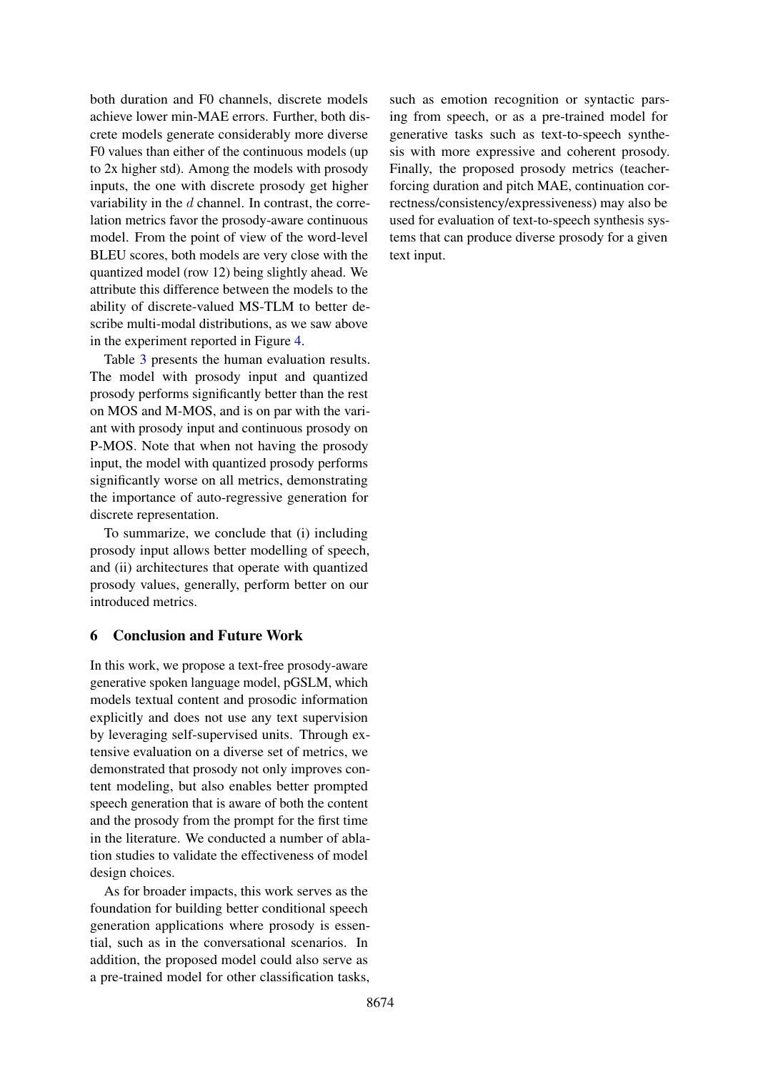both duration and F0 channels, discrete models achieve lower min-MAE errors. Further, both discrete models generate considerably more diverse F0 values than either of the continuous models (up to 2x higher std). Among the models with prosody inputs, the one with discrete prosody get higher variability in the $d$ channel. In contrast, the correlation metrics favor the prosody-aware continuous model. From the point of view of the word-level BLEU scores, both models are very close with the quantized model (row 12) being slightly ahead. We attribute this difference between the models to the ability of discrete-valued MS-TLM to better describe multi-modal distributions, as we saw above in the experiment reported in Figure 4.

Table 3 presents the human evaluation results. The model with prosody input and quantized prosody performs significantly better than the rest on MOS and M-MOS, and is on par with the variant with prosody input and continuous prosody on P-MOS. Note that when not having the prosody input, the model with quantized prosody performs significantly worse on all metrics, demonstrating the importance of auto-regressive generation for discrete representation.

To summarize, we conclude that (i) including prosody input allows better modelling of speech, and (ii) architectures that operate with quantized prosody values, generally, perform better on our introduced metrics.

## 6 Conclusion and Future Work

In this work, we propose a text-free prosody-aware generative spoken language model, pGSLM, which models textual content and prosodic information explicitly and does not use any text supervision by leveraging self-supervised units. Through extensive evaluation on a diverse set of metrics, we demonstrated that prosody not only improves content modeling, but also enables better prompted speech generation that is aware of both the content and the prosody from the prompt for the first time in the literature. We conducted a number of ablation studies to validate the effectiveness of model design choices.

As for broader impacts, this work serves as the foundation for building better conditional speech generation applications where prosody is essential, such as in the conversational scenarios. In addition, the proposed model could also serve as a pre-trained model for other classification tasks, such as emotion recognition or syntactic parsing from speech, or as a pre-trained model for generative tasks such as text-to-speech synthesis with more expressive and coherent prosody. Finally, the proposed prosody metrics (teacher-forcing duration and pitch MAE, continuation correctness/consistency/expressiveness) may also be used for evaluation of text-to-speech synthesis systems that can produce diverse prosody for a given text input.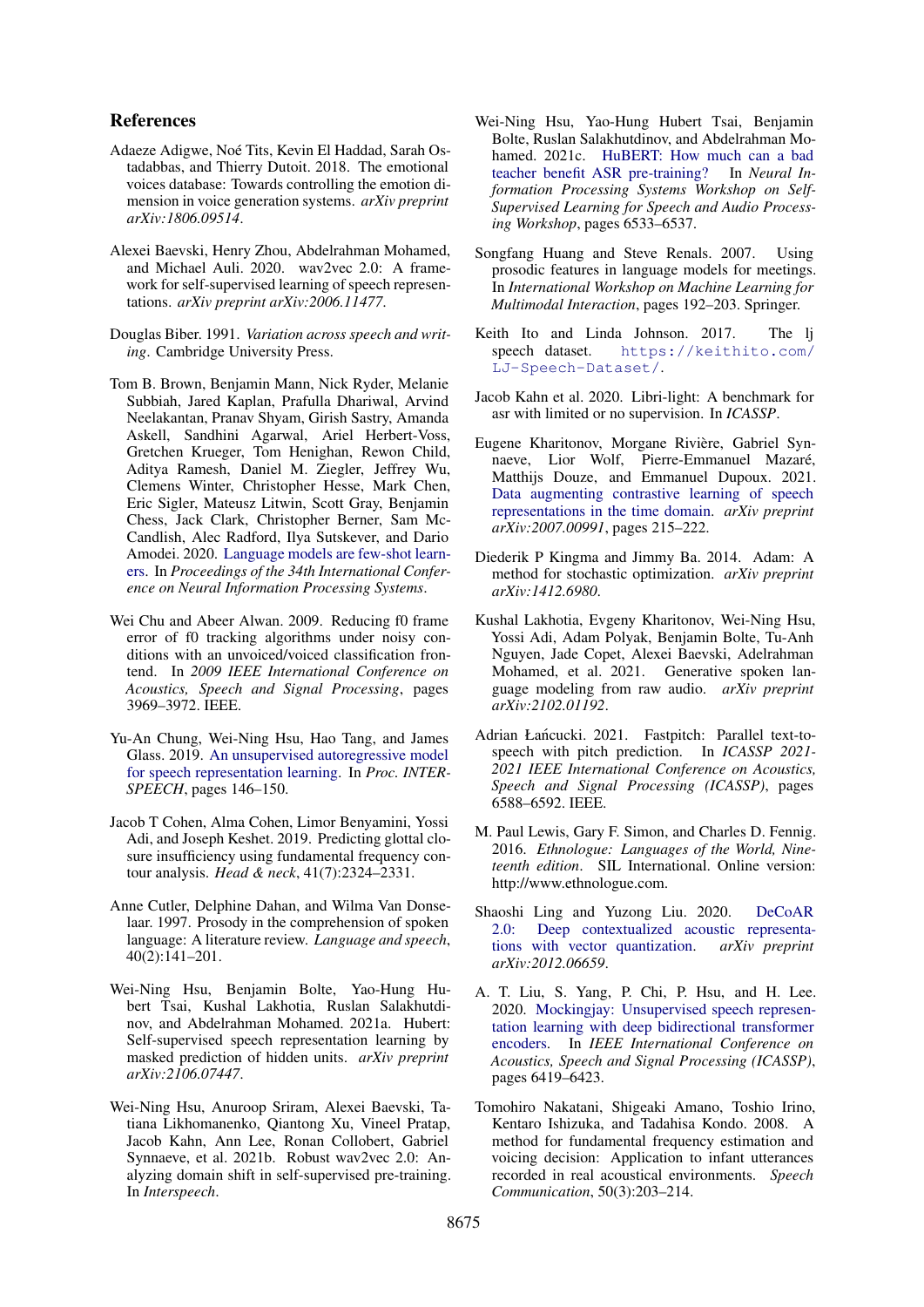## References

Adaeze Adigwe, Noé Tits, Kevin El Haddad, Sarah Ostadabbas, and Thierry Dutoit. 2018. The emotional voices database: Towards controlling the emotion dimension in voice generation systems. *arXiv preprint arXiv:1806.09514*.

Alexei Baevski, Henry Zhou, Abdelrahman Mohamed, and Michael Auli. 2020. wav2vec 2.0: A framework for self-supervised learning of speech representations. *arXiv preprint arXiv:2006.11477*.

Douglas Biber. 1991. *Variation across speech and writing*. Cambridge University Press.

Tom B. Brown, Benjamin Mann, Nick Ryder, Melanie Subbiah, Jared Kaplan, Prafulla Dhariwal, Arvind Neelakantan, Pranav Shyam, Girish Sastry, Amanda Askell, Sandhini Agarwal, Ariel Herbert-Voss, Gretchen Krueger, Tom Henighan, Rewon Child, Aditya Ramesh, Daniel M. Ziegler, Jeffrey Wu, Clemens Winter, Christopher Hesse, Mark Chen, Eric Sigler, Mateusz Litwin, Scott Gray, Benjamin Chess, Jack Clark, Christopher Berner, Sam McCandlish, Alec Radford, Ilya Sutskever, and Dario Amodei. 2020. Language models are few-shot learners. In *Proceedings of the 34th International Conference on Neural Information Processing Systems*.

Wei Chu and Abeer Alwan. 2009. Reducing f0 frame error of f0 tracking algorithms under noisy conditions with an unvoiced/voiced classification frontend. In *2009 IEEE International Conference on Acoustics, Speech and Signal Processing*, pages 3969–3972. IEEE.

Yu-An Chung, Wei-Ning Hsu, Hao Tang, and James Glass. 2019. An unsupervised autoregressive model for speech representation learning. In *Proc. INTERSPEECH*, pages 146–150.

Jacob T Cohen, Alma Cohen, Limor Benyamini, Yossi Adi, and Joseph Keshet. 2019. Predicting glottal closure insufficiency using fundamental frequency contour analysis. *Head & neck*, 41(7):2324–2331.

Anne Cutler, Delphine Dahan, and Wilma Van Donselaar. 1997. Prosody in the comprehension of spoken language: A literature review. *Language and speech*, 40(2):141–201.

Wei-Ning Hsu, Benjamin Bolte, Yao-Hung Hubert Tsai, Kushal Lakhotia, Ruslan Salakhutdinov, and Abdelrahman Mohamed. 2021a. Hubert: Self-supervised speech representation learning by masked prediction of hidden units. *arXiv preprint arXiv:2106.07447*.

Wei-Ning Hsu, Anuroop Sriram, Alexei Baevski, Tatiana Likhomanenko, Qiantong Xu, Vineel Pratap, Jacob Kahn, Ann Lee, Ronan Collobert, Gabriel Synnaeve, et al. 2021b. Robust wav2vec 2.0: Analyzing domain shift in self-supervised pre-training. In *Interspeech*.

Wei-Ning Hsu, Yao-Hung Hubert Tsai, Benjamin Bolte, Ruslan Salakhutdinov, and Abdelrahman Mohamed. 2021c. HuBERT: How much can a bad teacher benefit ASR pre-training? In *Neural Information Processing Systems Workshop on Self-Supervised Learning for Speech and Audio Processing Workshop*, pages 6533–6537.

Songfang Huang and Steve Renals. 2007. Using prosodic features in language models for meetings. In *International Workshop on Machine Learning for Multimodal Interaction*, pages 192–203. Springer.

Keith Ito and Linda Johnson. 2017. The lj speech dataset. https://keithito.com/LJ-Speech-Dataset/.

Jacob Kahn et al. 2020. Libri-light: A benchmark for asr with limited or no supervision. In *ICASSP*.

Eugene Kharitonov, Morgane Rivière, Gabriel Synnaeve, Lior Wolf, Pierre-Emmanuel Mazaré, Matthijs Douze, and Emmanuel Dupoux. 2021. Data augmenting contrastive learning of speech representations in the time domain. *arXiv preprint arXiv:2007.00991*, pages 215–222.

Diederik P Kingma and Jimmy Ba. 2014. Adam: A method for stochastic optimization. *arXiv preprint arXiv:1412.6980*.

Kushal Lakhotia, Evgeny Kharitonov, Wei-Ning Hsu, Yossi Adi, Adam Polyak, Benjamin Bolte, Tu-Anh Nguyen, Jade Copet, Alexei Baevski, Adelrahman Mohamed, et al. 2021. Generative spoken language modeling from raw audio. *arXiv preprint arXiv:2102.01192*.

Adrian Łańcucki. 2021. Fastpitch: Parallel text-to-speech with pitch prediction. In *ICASSP 2021-2021 IEEE International Conference on Acoustics, Speech and Signal Processing (ICASSP)*, pages 6588–6592. IEEE.

M. Paul Lewis, Gary F. Simon, and Charles D. Fennig. 2016. *Ethnologue: Languages of the World, Nineteenth edition*. SIL International. Online version: http://www.ethnologue.com.

Shaoshi Ling and Yuzong Liu. 2020. DeCoAR 2.0: Deep contextualized acoustic representations with vector quantization. *arXiv preprint arXiv:2012.06659*.

A. T. Liu, S. Yang, P. Chi, P. Hsu, and H. Lee. 2020. Mockingjay: Unsupervised speech representation learning with deep bidirectional transformer encoders. In *IEEE International Conference on Acoustics, Speech and Signal Processing (ICASSP)*, pages 6419–6423.

Tomohiro Nakatani, Shigeaki Amano, Toshio Irino, Kentaro Ishizuka, and Tadahisa Kondo. 2008. A method for fundamental frequency estimation and voicing decision: Application to infant utterances recorded in real acoustical environments. *Speech Communication*, 50(3):203–214.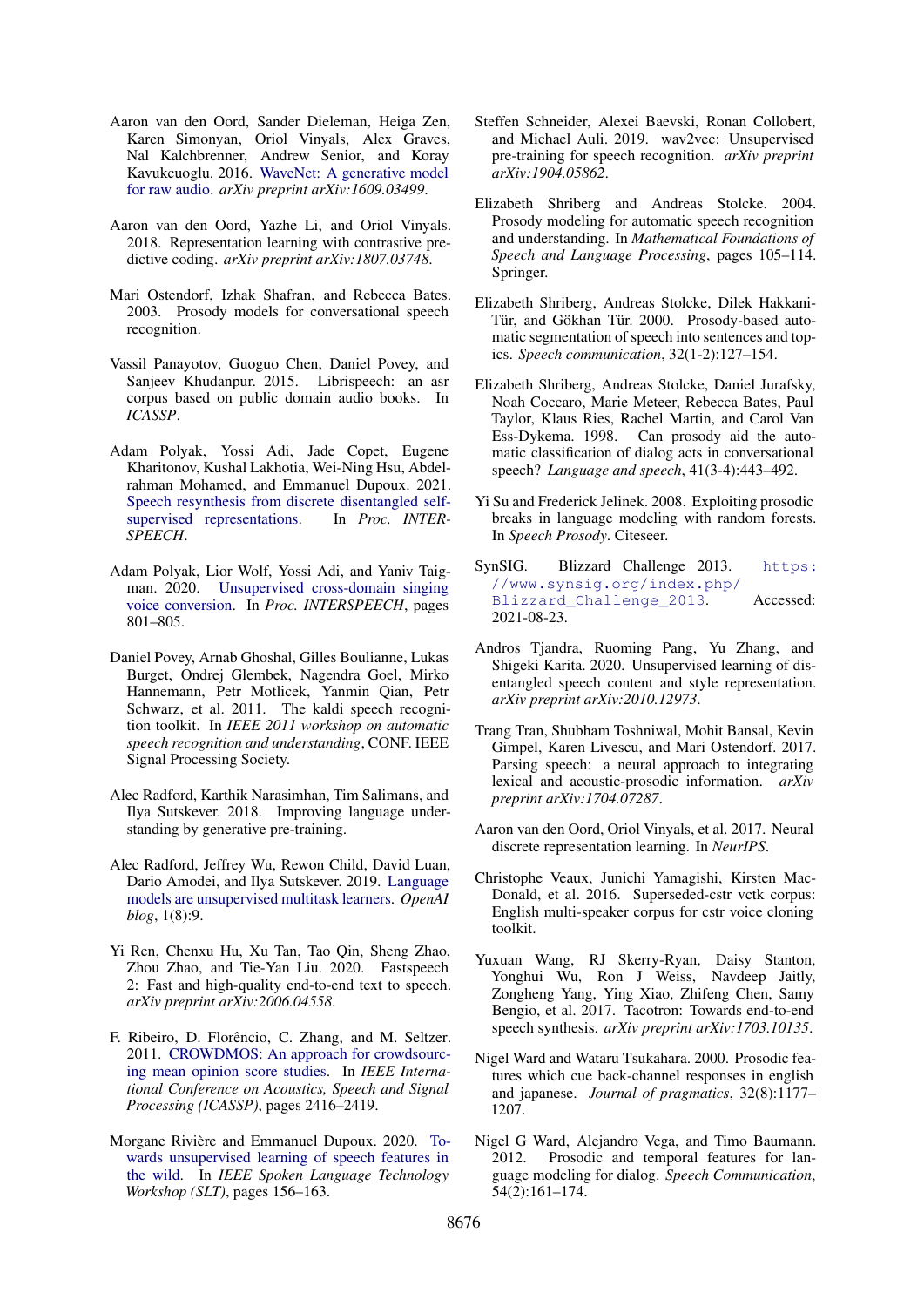Aaron van den Oord, Sander Dieleman, Heiga Zen, Karen Simonyan, Oriol Vinyals, Alex Graves, Nal Kalchbrenner, Andrew Senior, and Koray Kavukcuoglu. 2016. WaveNet: A generative model for raw audio. *arXiv preprint arXiv:1609.03499*.

Aaron van den Oord, Yazhe Li, and Oriol Vinyals. 2018. Representation learning with contrastive predictive coding. *arXiv preprint arXiv:1807.03748*.

Mari Ostendorf, Izhak Shafran, and Rebecca Bates. 2003. Prosody models for conversational speech recognition.

Vassil Panayotov, Guoguo Chen, Daniel Povey, and Sanjeev Khudanpur. 2015. Librispeech: an asr corpus based on public domain audio books. In *ICASSP*.

Adam Polyak, Yossi Adi, Jade Copet, Eugene Kharitonov, Kushal Lakhotia, Wei-Ning Hsu, Abdelrahman Mohamed, and Emmanuel Dupoux. 2021. Speech resynthesis from discrete disentangled self-supervised representations. In *Proc. INTERSPEECH*.

Adam Polyak, Lior Wolf, Yossi Adi, and Yaniv Taigman. 2020. Unsupervised cross-domain singing voice conversion. In *Proc. INTERSPEECH*, pages 801–805.

Daniel Povey, Arnab Ghoshal, Gilles Boulianne, Lukas Burget, Ondrej Glembek, Nagendra Goel, Mirko Hannemann, Petr Motlicek, Yanmin Qian, Petr Schwarz, et al. 2011. The kaldi speech recognition toolkit. In *IEEE 2011 workshop on automatic speech recognition and understanding*, CONF. IEEE Signal Processing Society.

Alec Radford, Karthik Narasimhan, Tim Salimans, and Ilya Sutskever. 2018. Improving language understanding by generative pre-training.

Alec Radford, Jeffrey Wu, Rewon Child, David Luan, Dario Amodei, and Ilya Sutskever. 2019. Language models are unsupervised multitask learners. *OpenAI blog*, 1(8):9.

Yi Ren, Chenxu Hu, Xu Tan, Tao Qin, Sheng Zhao, Zhou Zhao, and Tie-Yan Liu. 2020. Fastspeech 2: Fast and high-quality end-to-end text to speech. *arXiv preprint arXiv:2006.04558*.

F. Ribeiro, D. Florêncio, C. Zhang, and M. Seltzer. 2011. CROWDMOS: An approach for crowdsourcing mean opinion score studies. In *IEEE International Conference on Acoustics, Speech and Signal Processing (ICASSP)*, pages 2416–2419.

Morgane Rivière and Emmanuel Dupoux. 2020. Towards unsupervised learning of speech features in the wild. In *IEEE Spoken Language Technology Workshop (SLT)*, pages 156–163.

Steffen Schneider, Alexei Baevski, Ronan Collobert, and Michael Auli. 2019. wav2vec: Unsupervised pre-training for speech recognition. *arXiv preprint arXiv:1904.05862*.

Elizabeth Shriberg and Andreas Stolcke. 2004. Prosody modeling for automatic speech recognition and understanding. In *Mathematical Foundations of Speech and Language Processing*, pages 105–114. Springer.

Elizabeth Shriberg, Andreas Stolcke, Dilek Hakkani-Tür, and Gökhan Tür. 2000. Prosody-based automatic segmentation of speech into sentences and topics. *Speech communication*, 32(1-2):127–154.

Elizabeth Shriberg, Andreas Stolcke, Daniel Jurafsky, Noah Coccaro, Marie Meteer, Rebecca Bates, Paul Taylor, Klaus Ries, Rachel Martin, and Carol Van Ess-Dykema. 1998. Can prosody aid the automatic classification of dialog acts in conversational speech? *Language and speech*, 41(3-4):443–492.

Yi Su and Frederick Jelinek. 2008. Exploiting prosodic breaks in language modeling with random forests. In *Speech Prosody*. Citeseer.

SynSIG. Blizzard Challenge 2013. `https://www.synsig.org/index.php/Blizzard_Challenge_2013`. Accessed: 2021-08-23.

Andros Tjandra, Ruoming Pang, Yu Zhang, and Shigeki Karita. 2020. Unsupervised learning of disentangled speech content and style representation. *arXiv preprint arXiv:2010.12973*.

Trang Tran, Shubham Toshniwal, Mohit Bansal, Kevin Gimpel, Karen Livescu, and Mari Ostendorf. 2017. Parsing speech: a neural approach to integrating lexical and acoustic-prosodic information. *arXiv preprint arXiv:1704.07287*.

Aaron van den Oord, Oriol Vinyals, et al. 2017. Neural discrete representation learning. In *NeurIPS*.

Christophe Veaux, Junichi Yamagishi, Kirsten MacDonald, et al. 2016. Superseded-cstr vctk corpus: English multi-speaker corpus for cstr voice cloning toolkit.

Yuxuan Wang, RJ Skerry-Ryan, Daisy Stanton, Yonghui Wu, Ron J Weiss, Navdeep Jaitly, Zongheng Yang, Ying Xiao, Zhifeng Chen, Samy Bengio, et al. 2017. Tacotron: Towards end-to-end speech synthesis. *arXiv preprint arXiv:1703.10135*.

Nigel Ward and Wataru Tsukahara. 2000. Prosodic features which cue back-channel responses in english and japanese. *Journal of pragmatics*, 32(8):1177–1207.

Nigel G Ward, Alejandro Vega, and Timo Baumann. 2012. Prosodic and temporal features for language modeling for dialog. *Speech Communication*, 54(2):161–174.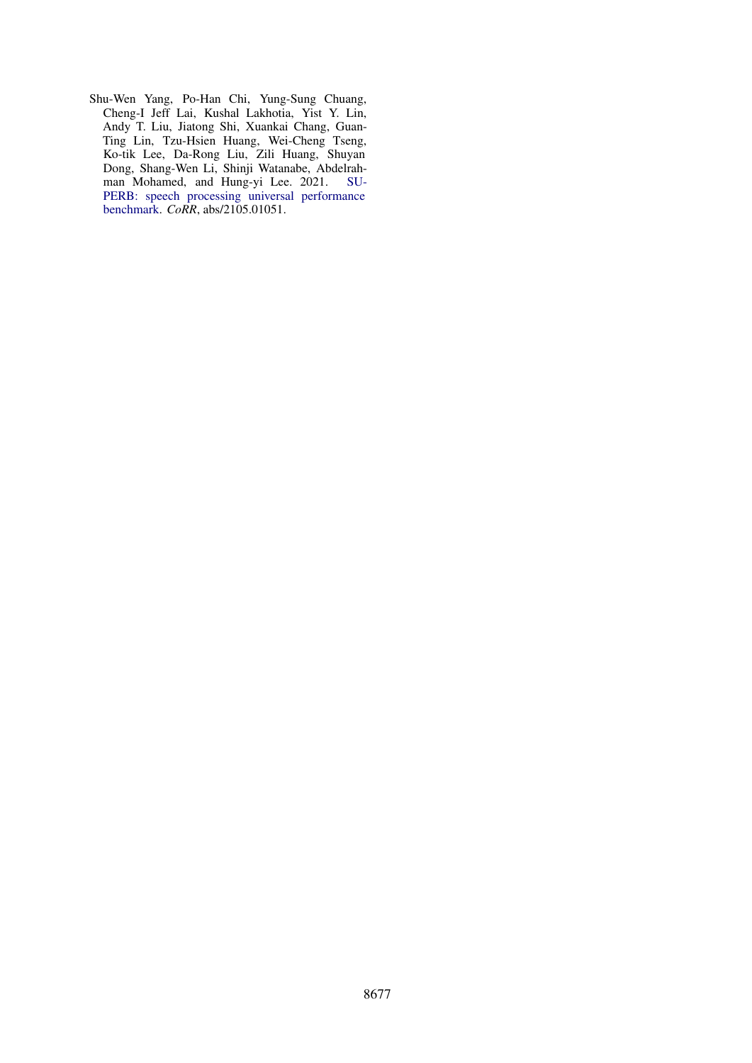Shu-Wen Yang, Po-Han Chi, Yung-Sung Chuang, Cheng-I Jeff Lai, Kushal Lakhotia, Yist Y. Lin, Andy T. Liu, Jiatong Shi, Xuankai Chang, Guan-Ting Lin, Tzu-Hsien Huang, Wei-Cheng Tseng, Ko-tik Lee, Da-Rong Liu, Zili Huang, Shuyan Dong, Shang-Wen Li, Shinji Watanabe, Abdelrahman Mohamed, and Hung-yi Lee. 2021. SUPERB: speech processing universal performance benchmark. *CoRR*, abs/2105.01051.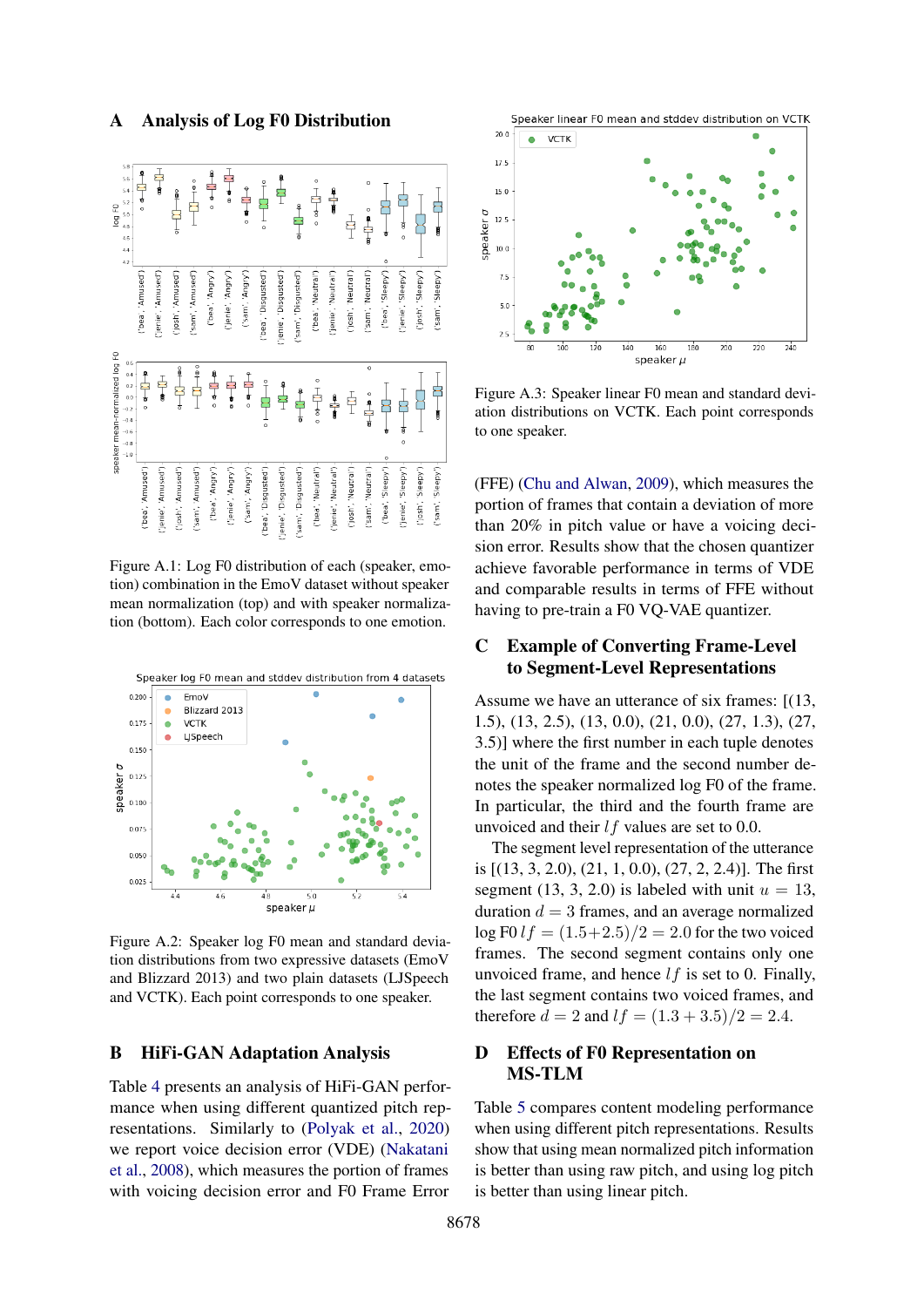## A Analysis of Log F0 Distribution

Figure A.1: Log F0 distribution of each (speaker, emotion) combination in the EmoV dataset without speaker mean normalization (top) and with speaker normalization (bottom). Each color corresponds to one emotion.

Figure A.2: Speaker log F0 mean and standard deviation distributions from two expressive datasets (EmoV and Blizzard 2013) and two plain datasets (LJSpeech and VCTK). Each point corresponds to one speaker.

Figure A.3: Speaker linear F0 mean and standard deviation distributions on VCTK. Each point corresponds to one speaker.

## B HiFi-GAN Adaptation Analysis

Table 4 presents an analysis of HiFi-GAN performance when using different quantized pitch representations. Similarly to (Polyak et al., 2020) we report voice decision error (VDE) (Nakatani et al., 2008), which measures the portion of frames with voicing decision error and F0 Frame Error (FFE) (Chu and Alwan, 2009), which measures the portion of frames that contain a deviation of more than 20% in pitch value or have a voicing decision error. Results show that the chosen quantizer achieve favorable performance in terms of VDE and comparable results in terms of FFE without having to pre-train a F0 VQ-VAE quantizer.

## C Example of Converting Frame-Level to Segment-Level Representations

Assume we have an utterance of six frames: [(13, 1.5), (13, 2.5), (13, 0.0), (21, 0.0), (27, 1.3), (27, 3.5)] where the first number in each tuple denotes the unit of the frame and the second number denotes the speaker normalized log F0 of the frame. In particular, the third and the fourth frame are unvoiced and their $lf$ values are set to 0.0.

The segment level representation of the utterance is [(13, 3, 2.0), (21, 1, 0.0), (27, 2, 2.4)]. The first segment (13, 3, 2.0) is labeled with unit $u = 13$, duration $d = 3$ frames, and an average normalized log F0 $lf = (1.5+2.5)/2 = 2.0$ for the two voiced frames. The second segment contains only one unvoiced frame, and hence $lf$ is set to 0. Finally, the last segment contains two voiced frames, and therefore $d = 2$ and $lf = (1.3 + 3.5)/2 = 2.4$.

## D Effects of F0 Representation on MS-TLM

Table 5 compares content modeling performance when using different pitch representations. Results show that using mean normalized pitch information is better than using raw pitch, and using log pitch is better than using linear pitch.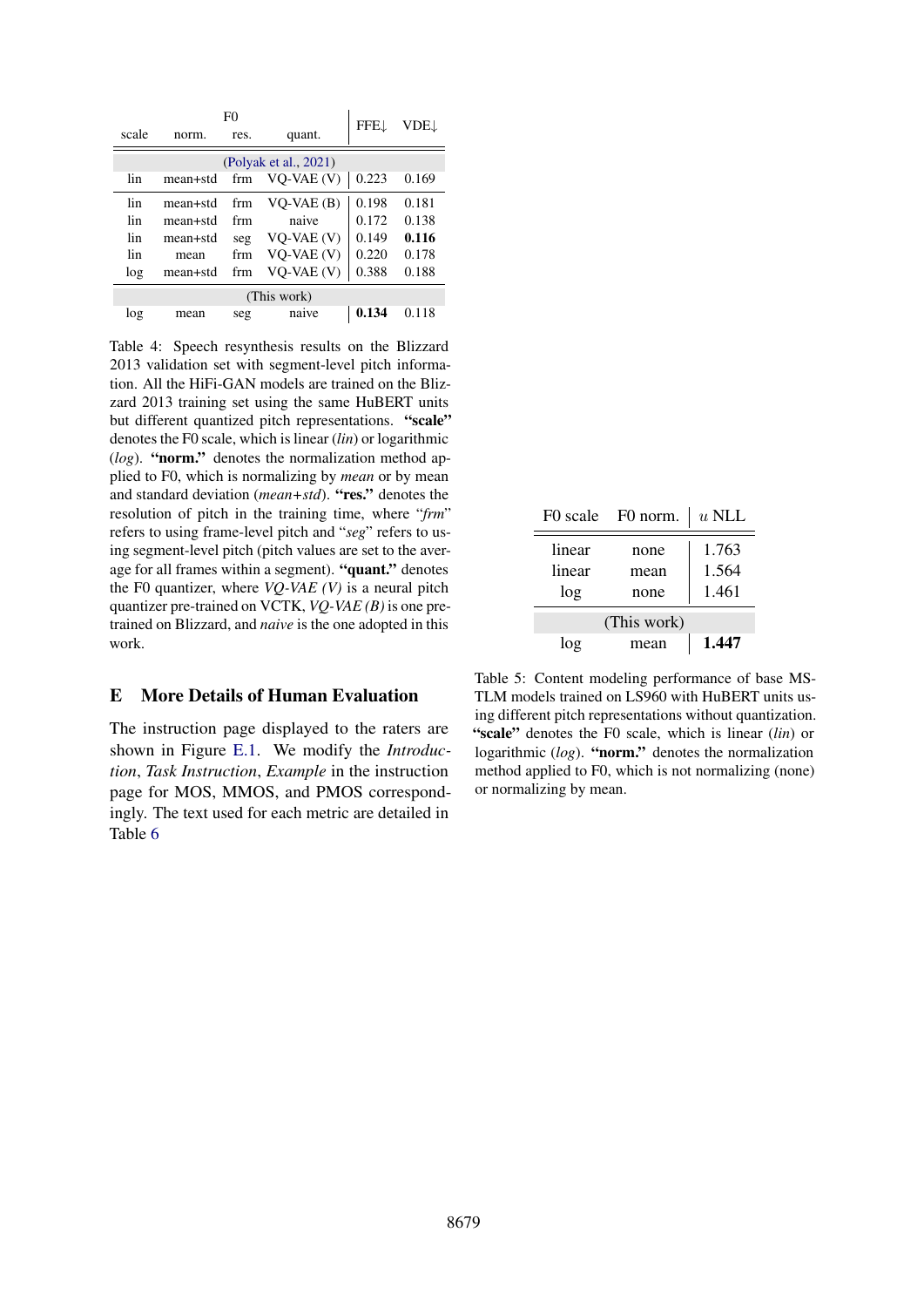| scale | F0 norm. | res. | quant. | FFE↓ | VDE↓ |
|---|---|---|---|---|---|
| (Polyak et al., 2021) | | | | | |
| lin | mean+std | frm | VQ-VAE (V) | 0.223 | 0.169 |
| lin | mean+std | frm | VQ-VAE (B) | 0.198 | 0.181 |
| lin | mean+std | frm | naive | 0.172 | 0.138 |
| lin | mean+std | seg | VQ-VAE (V) | 0.149 | **0.116** |
| lin | mean | frm | VQ-VAE (V) | 0.220 | 0.178 |
| log | mean+std | frm | VQ-VAE (V) | 0.388 | 0.188 |
| (This work) | | | | | |
| log | mean | seg | naive | **0.134** | 0.118 |

Table 4: Speech resynthesis results on the Blizzard 2013 validation set with segment-level pitch information. All the HiFi-GAN models are trained on the Blizzard 2013 training set using the same HuBERT units but different quantized pitch representations. **"scale"** denotes the F0 scale, which is linear (*lin*) or logarithmic (*log*). **"norm."** denotes the normalization method applied to F0, which is normalizing by *mean* or by mean and standard deviation (*mean+std*). **"res."** denotes the resolution of pitch in the training time, where "*frm*" refers to using frame-level pitch and "*seg*" refers to using segment-level pitch (pitch values are set to the average for all frames within a segment). **"quant."** denotes the F0 quantizer, where *VQ-VAE (V)* is a neural pitch quantizer pre-trained on VCTK, *VQ-VAE (B)* is one pre-trained on Blizzard, and *naive* is the one adopted in this work.

| F0 scale | F0 norm. | $u$ NLL |
|---|---|---|
| linear | none | 1.763 |
| linear | mean | 1.564 |
| log | none | 1.461 |
| (This work) | | |
| log | mean | **1.447** |

Table 5: Content modeling performance of base MS-TLM models trained on LS960 with HuBERT units using different pitch representations without quantization. **"scale"** denotes the F0 scale, which is linear (*lin*) or logarithmic (*log*). **"norm."** denotes the normalization method applied to F0, which is not normalizing (none) or normalizing by mean.

## E More Details of Human Evaluation

The instruction page displayed to the raters are shown in Figure E.1. We modify the *Introduction*, *Task Instruction*, *Example* in the instruction page for MOS, MMOS, and PMOS correspondingly. The text used for each metric are detailed in Table 6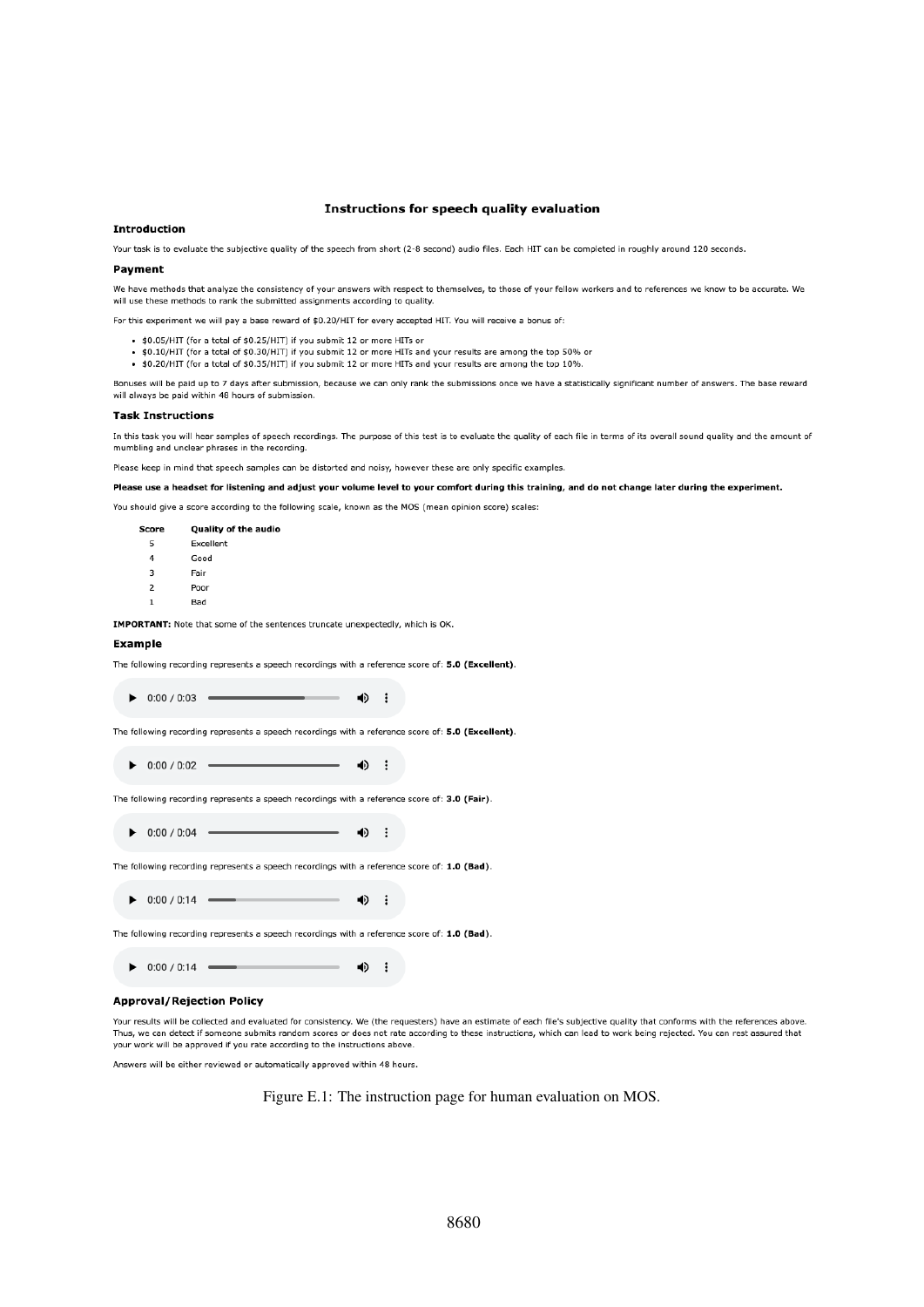## Instructions for speech quality evaluation

### Introduction

Your task is to evaluate the subjective quality of the speech from short (2-8 second) audio files. Each HIT can be completed in roughly around 120 seconds.

### Payment

We have methods that analyze the consistency of your answers with respect to themselves, to those of your fellow workers and to references we know to be accurate. We will use these methods to rank the submitted assignments according to quality.

For this experiment we will pay a base reward of $0.20/HIT for every accepted HIT. You will receive a bonus of:

- $0.05/HIT (for a total of $0.25/HIT) if you submit 12 or more HITs or
- $0.10/HIT (for a total of $0.30/HIT) if you submit 12 or more HITs and your results are among the top 50% or
- $0.20/HIT (for a total of $0.35/HIT) if you submit 12 or more HITs and your results are among the top 10%.

Bonuses will be paid up to 7 days after submission, because we can only rank the submissions once we have a statistically significant number of answers. The base reward will always be paid within 48 hours of submission.

### Task Instructions

In this task you will hear samples of speech recordings. The purpose of this test is to evaluate the quality of each file in terms of its overall sound quality and the amount of mumbling and unclear phrases in the recording.

Please keep in mind that speech samples can be distorted and noisy, however these are only specific examples.

**Please use a headset for listening and adjust your volume level to your comfort during this training, and do not change later during the experiment.**

You should give a score according to the following scale, known as the MOS (mean opinion score) scales:

| Score | Quality of the audio |
|---|---|
| 5 | Excellent |
| 4 | Good |
| 3 | Fair |
| 2 | Poor |
| 1 | Bad |

**IMPORTANT:** Note that some of the sentences truncate unexpectedly, which is OK.

### Example

The following recording represents a speech recordings with a reference score of: **5.0 (Excellent)**.

▶ 0:00 / 0:03

The following recording represents a speech recordings with a reference score of: **5.0 (Excellent)**.

▶ 0:00 / 0:02

The following recording represents a speech recordings with a reference score of: **3.0 (Fair)**.

▶ 0:00 / 0:04

The following recording represents a speech recordings with a reference score of: **1.0 (Bad)**.

▶ 0:00 / 0:14

The following recording represents a speech recordings with a reference score of: **1.0 (Bad)**.

▶ 0:00 / 0:14

### Approval/Rejection Policy

Your results will be collected and evaluated for consistency. We (the requesters) have an estimate of each file's subjective quality that conforms with the references above. Thus, we can detect if someone submits random scores or does not rate according to these instructions, which can lead to work being rejected. You can rest assured that your work will be approved if you rate according to the instructions above.

Answers will be either reviewed or automatically approved within 48 hours.

Figure E.1: The instruction page for human evaluation on MOS.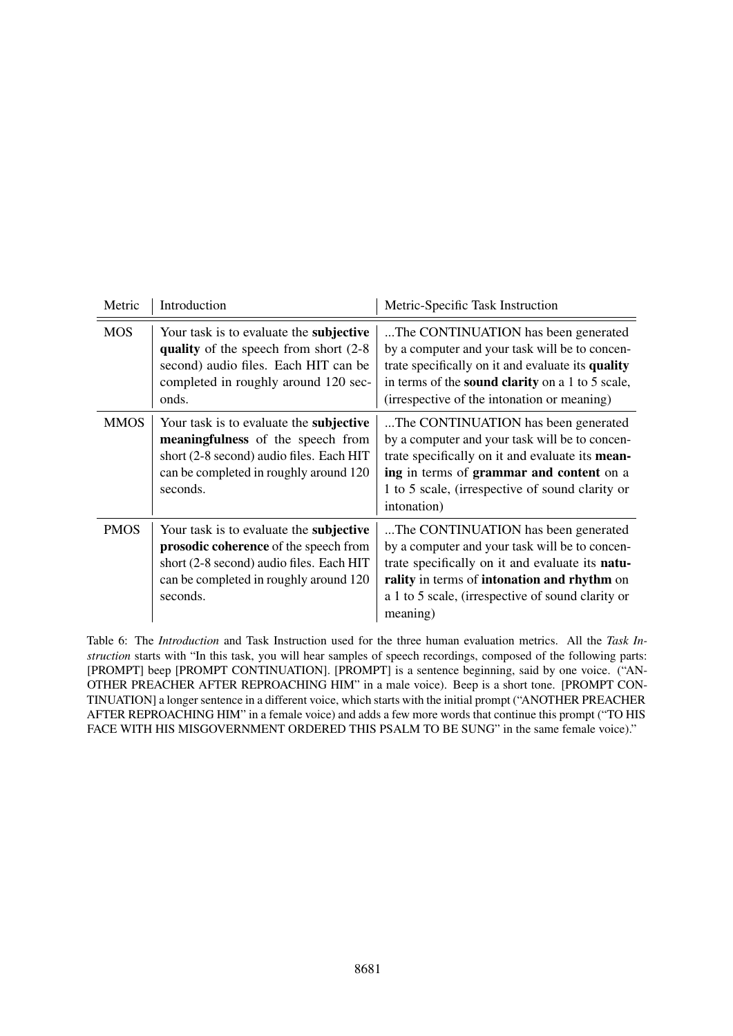| Metric | Introduction | Metric-Specific Task Instruction |
| --- | --- | --- |
| MOS | Your task is to evaluate the **subjective quality** of the speech from short (2-8 second) audio files. Each HIT can be completed in roughly around 120 seconds. | ...The CONTINUATION has been generated by a computer and your task will be to concentrate specifically on it and evaluate its **quality** in terms of the **sound clarity** on a 1 to 5 scale, (irrespective of the intonation or meaning) |
| MMOS | Your task is to evaluate the **subjective meaningfulness** of the speech from short (2-8 second) audio files. Each HIT can be completed in roughly around 120 seconds. | ...The CONTINUATION has been generated by a computer and your task will be to concentrate specifically on it and evaluate its **meaning** in terms of **grammar and content** on a 1 to 5 scale, (irrespective of sound clarity or intonation) |
| PMOS | Your task is to evaluate the **subjective prosodic coherence** of the speech from short (2-8 second) audio files. Each HIT can be completed in roughly around 120 seconds. | ...The CONTINUATION has been generated by a computer and your task will be to concentrate specifically on it and evaluate its **naturality** in terms of **intonation and rhythm** on a 1 to 5 scale, (irrespective of sound clarity or meaning) |

Table 6: The *Introduction* and Task Instruction used for the three human evaluation metrics. All the *Task Instruction* starts with "In this task, you will hear samples of speech recordings, composed of the following parts: [PROMPT] beep [PROMPT CONTINUATION]. [PROMPT] is a sentence beginning, said by one voice. ("ANOTHER PREACHER AFTER REPROACHING HIM" in a male voice). Beep is a short tone. [PROMPT CONTINUATION] a longer sentence in a different voice, which starts with the initial prompt ("ANOTHER PREACHER AFTER REPROACHING HIM" in a female voice) and adds a few more words that continue this prompt ("TO HIS FACE WITH HIS MISGOVERNMENT ORDERED THIS PSALM TO BE SUNG" in the same female voice)."